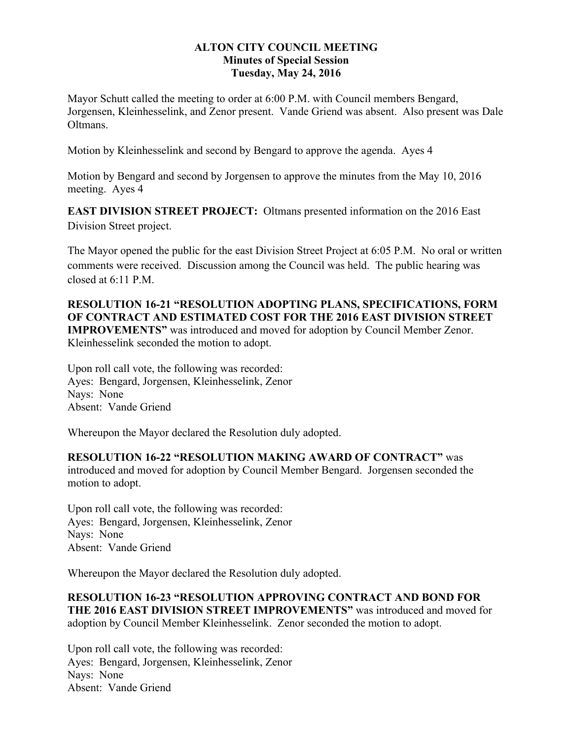**ALTON CITY COUNCIL MEETING**
**Minutes of Special Session**
**Tuesday, May 24, 2016**

Mayor Schutt called the meeting to order at 6:00 P.M. with Council members Bengard, Jorgensen, Kleinhesselink, and Zenor present. Vande Griend was absent. Also present was Dale Oltmans.

Motion by Kleinhesselink and second by Bengard to approve the agenda. Ayes 4

Motion by Bengard and second by Jorgensen to approve the minutes from the May 10, 2016 meeting. Ayes 4

**EAST DIVISION STREET PROJECT:** Oltmans presented information on the 2016 East Division Street project.

The Mayor opened the public for the east Division Street Project at 6:05 P.M. No oral or written comments were received. Discussion among the Council was held. The public hearing was closed at 6:11 P.M.

**RESOLUTION 16-21 "RESOLUTION ADOPTING PLANS, SPECIFICATIONS, FORM OF CONTRACT AND ESTIMATED COST FOR THE 2016 EAST DIVISION STREET IMPROVEMENTS"** was introduced and moved for adoption by Council Member Zenor. Kleinhesselink seconded the motion to adopt.

Upon roll call vote, the following was recorded:
Ayes: Bengard, Jorgensen, Kleinhesselink, Zenor
Nays: None
Absent: Vande Griend

Whereupon the Mayor declared the Resolution duly adopted.

**RESOLUTION 16-22 "RESOLUTION MAKING AWARD OF CONTRACT"** was introduced and moved for adoption by Council Member Bengard. Jorgensen seconded the motion to adopt.

Upon roll call vote, the following was recorded:
Ayes: Bengard, Jorgensen, Kleinhesselink, Zenor
Nays: None
Absent: Vande Griend

Whereupon the Mayor declared the Resolution duly adopted.

**RESOLUTION 16-23 "RESOLUTION APPROVING CONTRACT AND BOND FOR THE 2016 EAST DIVISION STREET IMPROVEMENTS"** was introduced and moved for adoption by Council Member Kleinhesselink. Zenor seconded the motion to adopt.

Upon roll call vote, the following was recorded:
Ayes: Bengard, Jorgensen, Kleinhesselink, Zenor
Nays: None
Absent: Vande Griend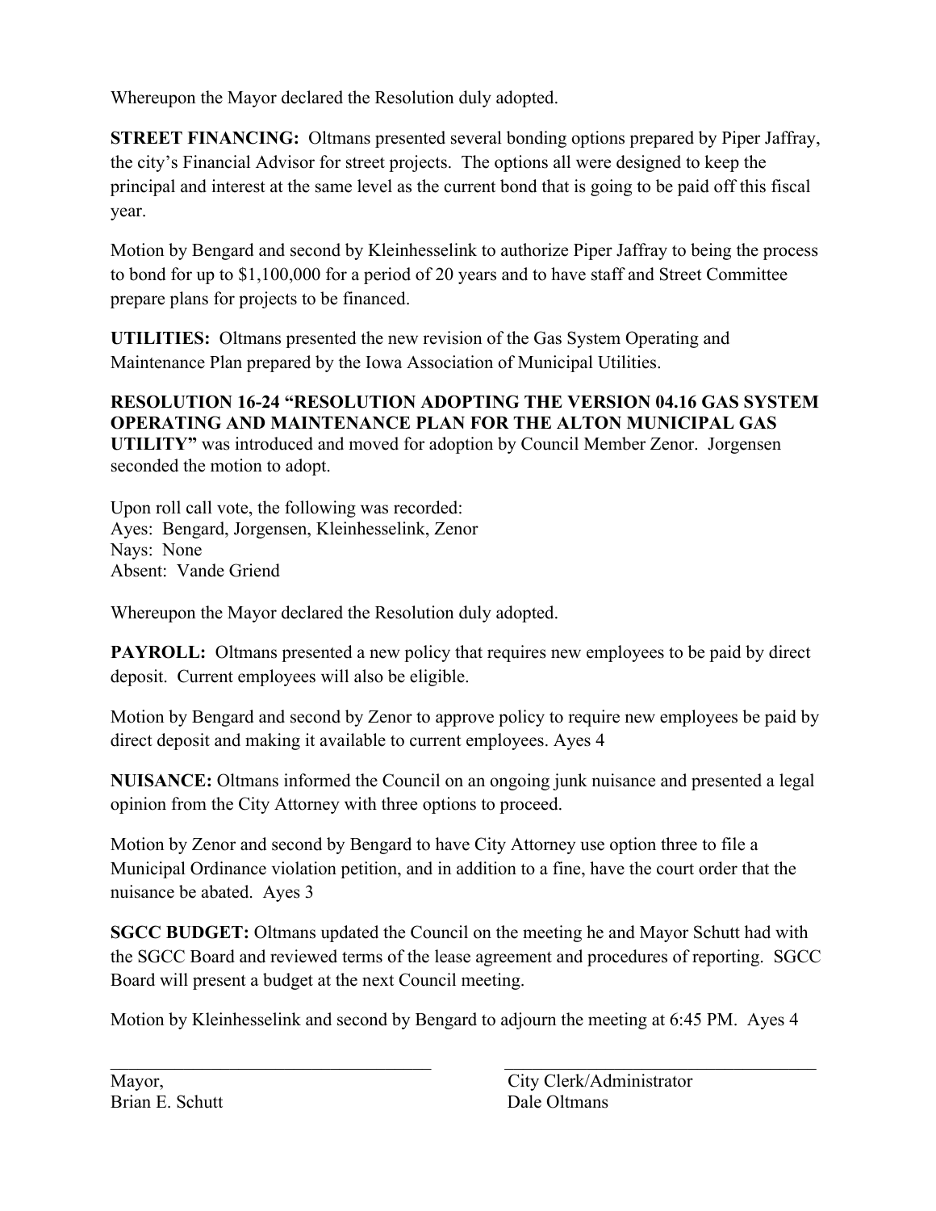Whereupon the Mayor declared the Resolution duly adopted.

**STREET FINANCING:** Oltmans presented several bonding options prepared by Piper Jaffray, the city's Financial Advisor for street projects. The options all were designed to keep the principal and interest at the same level as the current bond that is going to be paid off this fiscal year.

Motion by Bengard and second by Kleinhesselink to authorize Piper Jaffray to being the process to bond for up to $1,100,000 for a period of 20 years and to have staff and Street Committee prepare plans for projects to be financed.

**UTILITIES:** Oltmans presented the new revision of the Gas System Operating and Maintenance Plan prepared by the Iowa Association of Municipal Utilities.

**RESOLUTION 16-24 "RESOLUTION ADOPTING THE VERSION 04.16 GAS SYSTEM OPERATING AND MAINTENANCE PLAN FOR THE ALTON MUNICIPAL GAS UTILITY"** was introduced and moved for adoption by Council Member Zenor. Jorgensen seconded the motion to adopt.

Upon roll call vote, the following was recorded:
Ayes: Bengard, Jorgensen, Kleinhesselink, Zenor
Nays: None
Absent: Vande Griend

Whereupon the Mayor declared the Resolution duly adopted.

**PAYROLL:** Oltmans presented a new policy that requires new employees to be paid by direct deposit. Current employees will also be eligible.

Motion by Bengard and second by Zenor to approve policy to require new employees be paid by direct deposit and making it available to current employees. Ayes 4

**NUISANCE:** Oltmans informed the Council on an ongoing junk nuisance and presented a legal opinion from the City Attorney with three options to proceed.

Motion by Zenor and second by Bengard to have City Attorney use option three to file a Municipal Ordinance violation petition, and in addition to a fine, have the court order that the nuisance be abated. Ayes 3

**SGCC BUDGET:** Oltmans updated the Council on the meeting he and Mayor Schutt had with the SGCC Board and reviewed terms of the lease agreement and procedures of reporting. SGCC Board will present a budget at the next Council meeting.

Motion by Kleinhesselink and second by Bengard to adjourn the meeting at 6:45 PM. Ayes 4

\_\_\_\_\_\_\_\_\_\_\_\_\_\_\_\_\_\_\_\_\_\_\_\_\_\_\_\_\_\_\_\_\_\_\_\_
Mayor,
Brian E. Schutt

\_\_\_\_\_\_\_\_\_\_\_\_\_\_\_\_\_\_\_\_\_\_\_\_\_\_\_\_\_\_\_\_\_\_\_\_
City Clerk/Administrator
Dale Oltmans